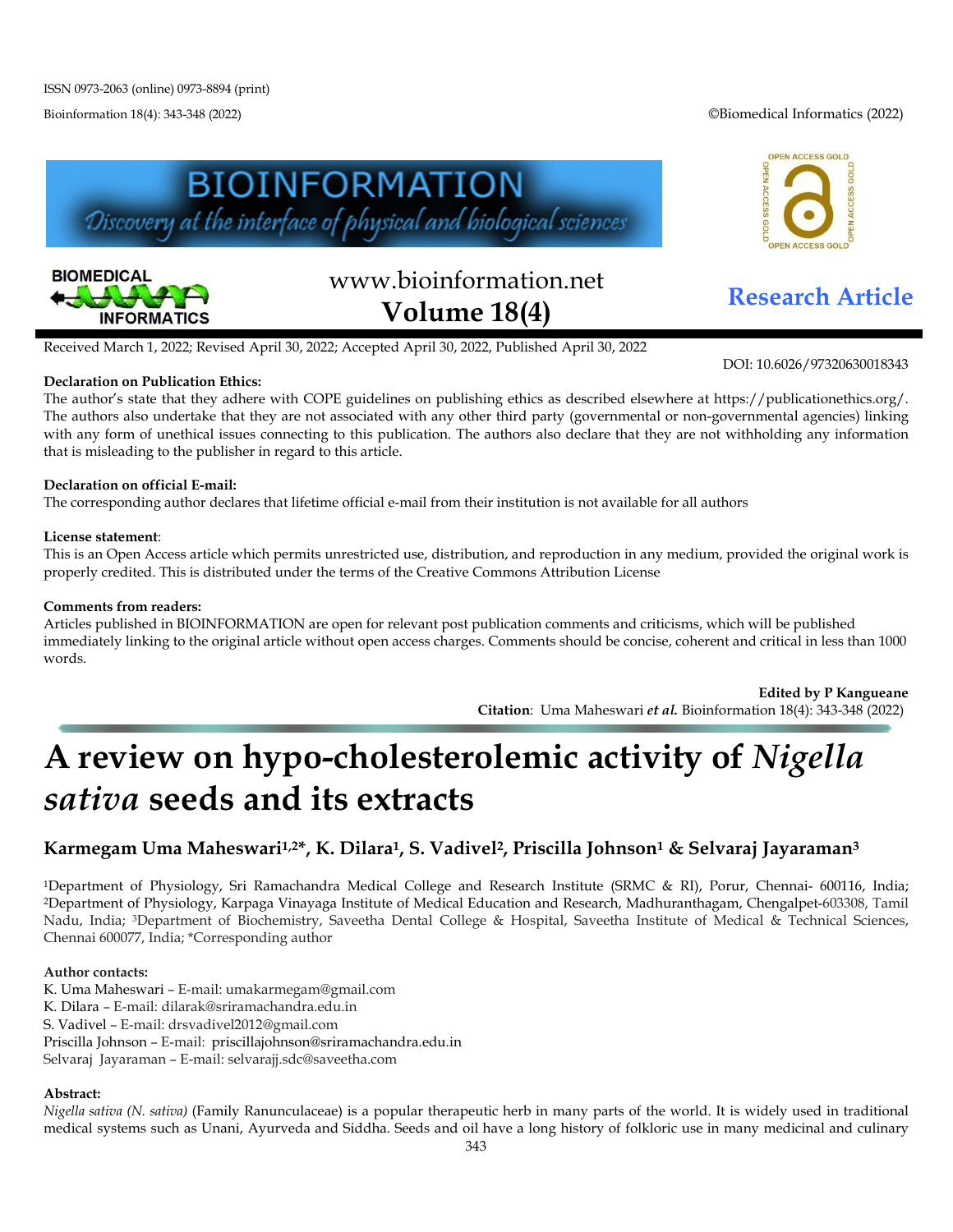ISSN 0973-2063 (online) 0973-8894 (print)

Bioinformation 18(4): 343-348 (2022)

©Biomedical Informatics (2022)

BIOINFORMATION
Discovery at the interface of physical and biological sciences

www.bioinformation.net
Volume 18(4)

**Research Article**

Received March 1, 2022; Revised April 30, 2022; Accepted April 30, 2022, Published April 30, 2022

DOI: 10.6026/97320630018343

**Declaration on Publication Ethics:**
The author's state that they adhere with COPE guidelines on publishing ethics as described elsewhere at https://publicationethics.org/. The authors also undertake that they are not associated with any other third party (governmental or non-governmental agencies) linking with any form of unethical issues connecting to this publication. The authors also declare that they are not withholding any information that is misleading to the publisher in regard to this article.

**Declaration on official E-mail:**
The corresponding author declares that lifetime official e-mail from their institution is not available for all authors

**License statement**:
This is an Open Access article which permits unrestricted use, distribution, and reproduction in any medium, provided the original work is properly credited. This is distributed under the terms of the Creative Commons Attribution License

**Comments from readers:**
Articles published in BIOINFORMATION are open for relevant post publication comments and criticisms, which will be published immediately linking to the original article without open access charges. Comments should be concise, coherent and critical in less than 1000 words.

**Edited by P Kangueane**
**Citation**: Uma Maheswari ***et al.*** Bioinformation 18(4): 343-348 (2022)

# A review on hypo-cholesterolemic activity of *Nigella sativa* seeds and its extracts

## Karmegam Uma Maheswari[1,2*], K. Dilara[1], S. Vadivel[2], Priscilla Johnson[1] & Selvaraj Jayaraman[3]

[1]Department of Physiology, Sri Ramachandra Medical College and Research Institute (SRMC & RI), Porur, Chennai- 600116, India; [2]Department of Physiology, Karpaga Vinayaga Institute of Medical Education and Research, Madhuranthagam, Chengalpet-603308, Tamil Nadu, India; [3]Department of Biochemistry, Saveetha Dental College & Hospital, Saveetha Institute of Medical & Technical Sciences, Chennai 600077, India; *Corresponding author

**Author contacts:**
K. Uma Maheswari – E-mail: umakarmegam@gmail.com
K. Dilara – E-mail: dilarak@sriramachandra.edu.in
S. Vadivel – E-mail: drsvadivel2012@gmail.com
Priscilla Johnson – E-mail: priscillajohnson@sriramachandra.edu.in
Selvaraj Jayaraman – E-mail: selvarajj.sdc@saveetha.com

**Abstract:**
*Nigella sativa (N. sativa)* (Family Ranunculaceae) is a popular therapeutic herb in many parts of the world. It is widely used in traditional medical systems such as Unani, Ayurveda and Siddha. Seeds and oil have a long history of folkloric use in many medicinal and culinary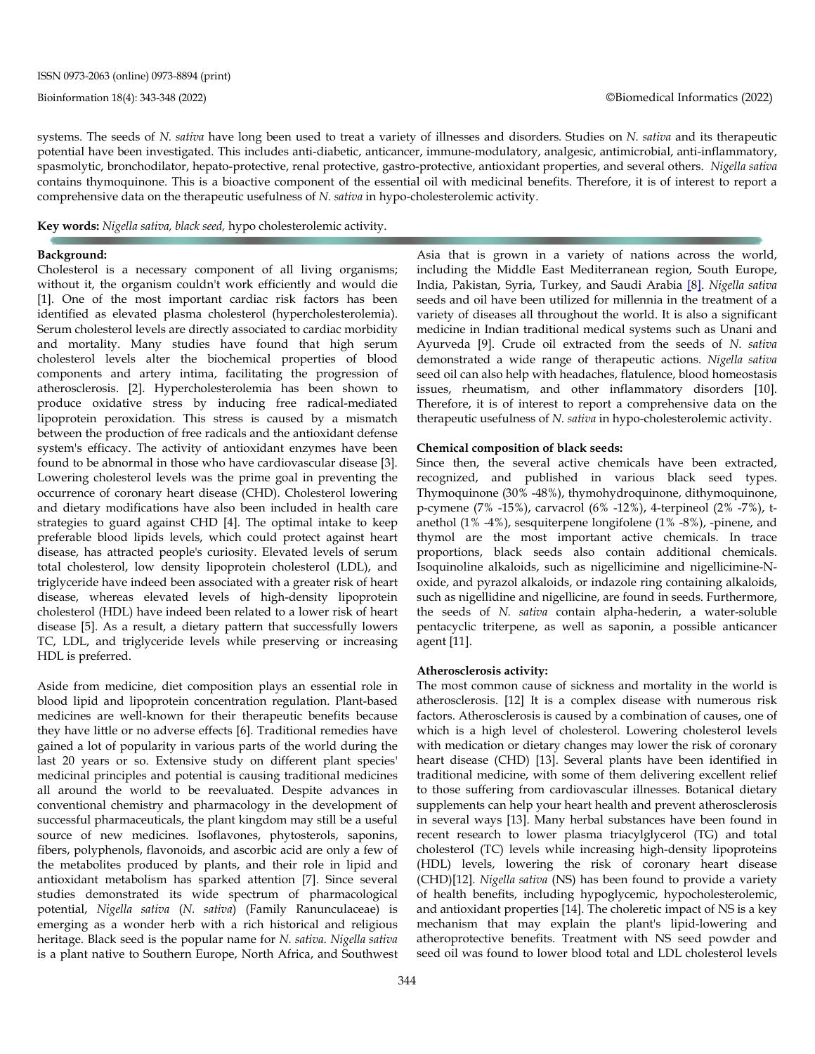systems. The seeds of *N. sativa* have long been used to treat a variety of illnesses and disorders. Studies on *N. sativa* and its therapeutic potential have been investigated. This includes anti-diabetic, anticancer, immune-modulatory, analgesic, antimicrobial, anti-inflammatory, spasmolytic, bronchodilator, hepato-protective, renal protective, gastro-protective, antioxidant properties, and several others. *Nigella sativa* contains thymoquinone. This is a bioactive component of the essential oil with medicinal benefits. Therefore, it is of interest to report a comprehensive data on the therapeutic usefulness of *N. sativa* in hypo-cholesterolemic activity.

**Key words:** *Nigella sativa, black seed,* hypo cholesterolemic activity.

**Background:**

Cholesterol is a necessary component of all living organisms; without it, the organism couldn't work efficiently and would die [1]. One of the most important cardiac risk factors has been identified as elevated plasma cholesterol (hypercholesterolemia). Serum cholesterol levels are directly associated to cardiac morbidity and mortality. Many studies have found that high serum cholesterol levels alter the biochemical properties of blood components and artery intima, facilitating the progression of atherosclerosis. [2]. Hypercholesterolemia has been shown to produce oxidative stress by inducing free radical-mediated lipoprotein peroxidation. This stress is caused by a mismatch between the production of free radicals and the antioxidant defense system's efficacy. The activity of antioxidant enzymes have been found to be abnormal in those who have cardiovascular disease [3]. Lowering cholesterol levels was the prime goal in preventing the occurrence of coronary heart disease (CHD). Cholesterol lowering and dietary modifications have also been included in health care strategies to guard against CHD [4]. The optimal intake to keep preferable blood lipids levels, which could protect against heart disease, has attracted people's curiosity. Elevated levels of serum total cholesterol, low density lipoprotein cholesterol (LDL), and triglyceride have indeed been associated with a greater risk of heart disease, whereas elevated levels of high-density lipoprotein cholesterol (HDL) have indeed been related to a lower risk of heart disease [5]. As a result, a dietary pattern that successfully lowers TC, LDL, and triglyceride levels while preserving or increasing HDL is preferred.

Aside from medicine, diet composition plays an essential role in blood lipid and lipoprotein concentration regulation. Plant-based medicines are well-known for their therapeutic benefits because they have little or no adverse effects [6]. Traditional remedies have gained a lot of popularity in various parts of the world during the last 20 years or so. Extensive study on different plant species' medicinal principles and potential is causing traditional medicines all around the world to be reevaluated. Despite advances in conventional chemistry and pharmacology in the development of successful pharmaceuticals, the plant kingdom may still be a useful source of new medicines. Isoflavones, phytosterols, saponins, fibers, polyphenols, flavonoids, and ascorbic acid are only a few of the metabolites produced by plants, and their role in lipid and antioxidant metabolism has sparked attention [7]. Since several studies demonstrated its wide spectrum of pharmacological potential, *Nigella sativa* (*N. sativa*) (Family Ranunculaceae) is emerging as a wonder herb with a rich historical and religious heritage. Black seed is the popular name for *N. sativa*. *Nigella sativa* is a plant native to Southern Europe, North Africa, and Southwest Asia that is grown in a variety of nations across the world, including the Middle East Mediterranean region, South Europe, India, Pakistan, Syria, Turkey, and Saudi Arabia [8]. *Nigella sativa* seeds and oil have been utilized for millennia in the treatment of a variety of diseases all throughout the world. It is also a significant medicine in Indian traditional medical systems such as Unani and Ayurveda [9]. Crude oil extracted from the seeds of *N. sativa* demonstrated a wide range of therapeutic actions. *Nigella sativa* seed oil can also help with headaches, flatulence, blood homeostasis issues, rheumatism, and other inflammatory disorders [10]. Therefore, it is of interest to report a comprehensive data on the therapeutic usefulness of *N. sativa* in hypo-cholesterolemic activity.

**Chemical composition of black seeds:**

Since then, the several active chemicals have been extracted, recognized, and published in various black seed types. Thymoquinone (30% -48%), thymohydroquinone, dithymoquinone, p-cymene (7% -15%), carvacrol (6% -12%), 4-terpineol (2% -7%), t-anethol (1% -4%), sesquiterpene longifolene (1% -8%), -pinene, and thymol are the most important active chemicals. In trace proportions, black seeds also contain additional chemicals. Isoquinoline alkaloids, such as nigellicimine and nigellicimine-N-oxide, and pyrazol alkaloids, or indazole ring containing alkaloids, such as nigellidine and nigellicine, are found in seeds. Furthermore, the seeds of *N. sativa* contain alpha-hederin, a water-soluble pentacyclic triterpene, as well as saponin, a possible anticancer agent [11].

**Atherosclerosis activity:**

The most common cause of sickness and mortality in the world is atherosclerosis. [12] It is a complex disease with numerous risk factors. Atherosclerosis is caused by a combination of causes, one of which is a high level of cholesterol. Lowering cholesterol levels with medication or dietary changes may lower the risk of coronary heart disease (CHD) [13]. Several plants have been identified in traditional medicine, with some of them delivering excellent relief to those suffering from cardiovascular illnesses. Botanical dietary supplements can help your heart health and prevent atherosclerosis in several ways [13]. Many herbal substances have been found in recent research to lower plasma triacylglycerol (TG) and total cholesterol (TC) levels while increasing high-density lipoproteins (HDL) levels, lowering the risk of coronary heart disease (CHD)[12]. *Nigella sativa* (NS) has been found to provide a variety of health benefits, including hypoglycemic, hypocholesterolemic, and antioxidant properties [14]. The choleretic impact of NS is a key mechanism that may explain the plant's lipid-lowering and atheroprotective benefits. Treatment with NS seed powder and seed oil was found to lower blood total and LDL cholesterol levels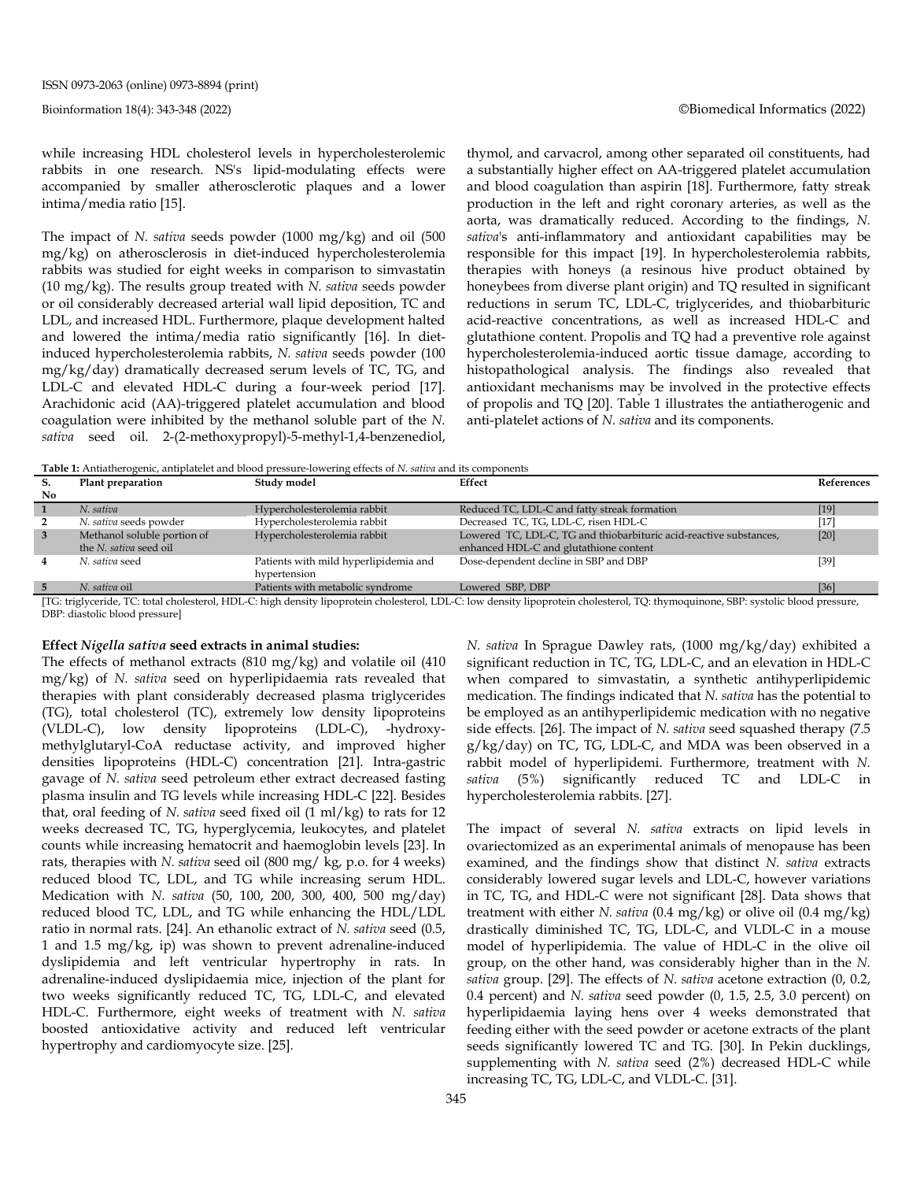while increasing HDL cholesterol levels in hypercholesterolemic rabbits in one research. NS's lipid-modulating effects were accompanied by smaller atherosclerotic plaques and a lower intima/media ratio [15].

The impact of *N. sativa* seeds powder (1000 mg/kg) and oil (500 mg/kg) on atherosclerosis in diet-induced hypercholesterolemia rabbits was studied for eight weeks in comparison to simvastatin (10 mg/kg). The results group treated with *N. sativa* seeds powder or oil considerably decreased arterial wall lipid deposition, TC and LDL, and increased HDL. Furthermore, plaque development halted and lowered the intima/media ratio significantly [16]. In diet-induced hypercholesterolemia rabbits, *N. sativa* seeds powder (100 mg/kg/day) dramatically decreased serum levels of TC, TG, and LDL-C and elevated HDL-C during a four-week period [17]. Arachidonic acid (AA)-triggered platelet accumulation and blood coagulation were inhibited by the methanol soluble part of the *N. sativa* seed oil. 2-(2-methoxypropyl)-5-methyl-1,4-benzenediol, thymol, and carvacrol, among other separated oil constituents, had a substantially higher effect on AA-triggered platelet accumulation and blood coagulation than aspirin [18]. Furthermore, fatty streak production in the left and right coronary arteries, as well as the aorta, was dramatically reduced. According to the findings, *N. sativa*'s anti-inflammatory and antioxidant capabilities may be responsible for this impact [19]. In hypercholesterolemia rabbits, therapies with honeys (a resinous hive product obtained by honeybees from diverse plant origin) and TQ resulted in significant reductions in serum TC, LDL-C, triglycerides, and thiobarbituric acid-reactive concentrations, as well as increased HDL-C and glutathione content. Propolis and TQ had a preventive role against hypercholesterolemia-induced aortic tissue damage, according to histopathological analysis. The findings also revealed that antioxidant mechanisms may be involved in the protective effects of propolis and TQ [20]. Table 1 illustrates the antiatherogenic and anti-platelet actions of *N. sativa* and its components.

**Table 1:** Antiatherogenic, antiplatelet and blood pressure-lowering effects of *N. sativa* and its components

| S. No | Plant preparation | Study model | Effect | References |
|---|---|---|---|---|
| 1 | *N. sativa* | Hypercholesterolemia rabbit | Reduced TC, LDL-C and fatty streak formation | [19] |
| 2 | *N. sativa* seeds powder | Hypercholesterolemia rabbit | Decreased TC, TG, LDL-C, risen HDL-C | [17] |
| 3 | Methanol soluble portion of the *N. sativa* seed oil | Hypercholesterolemia rabbit | Lowered TC, LDL-C, TG and thiobarbituric acid-reactive substances, enhanced HDL-C and glutathione content | [20] |
| 4 | *N. sativa* seed | Patients with mild hyperlipidemia and hypertension | Dose-dependent decline in SBP and DBP | [39] |
| 5 | *N. sativa* oil | Patients with metabolic syndrome | Lowered SBP, DBP | [36] |

[TG: triglyceride, TC: total cholesterol, HDL-C: high density lipoprotein cholesterol, LDL-C: low density lipoprotein cholesterol, TQ: thymoquinone, SBP: systolic blood pressure, DBP: diastolic blood pressure]

**Effect *Nigella sativa* seed extracts in animal studies:**

The effects of methanol extracts (810 mg/kg) and volatile oil (410 mg/kg) of *N. sativa* seed on hyperlipidaemia rats revealed that therapies with plant considerably decreased plasma triglycerides (TG), total cholesterol (TC), extremely low density lipoproteins (VLDL-C), low density lipoproteins (LDL-C), -hydroxy-methylglutaryl-CoA reductase activity, and improved higher densities lipoproteins (HDL-C) concentration [21]. Intra-gastric gavage of *N. sativa* seed petroleum ether extract decreased fasting plasma insulin and TG levels while increasing HDL-C [22]. Besides that, oral feeding of *N. sativa* seed fixed oil (1 ml/kg) to rats for 12 weeks decreased TC, TG, hyperglycemia, leukocytes, and platelet counts while increasing hematocrit and haemoglobin levels [23]. In rats, therapies with *N. sativa* seed oil (800 mg/ kg, p.o. for 4 weeks) reduced blood TC, LDL, and TG while increasing serum HDL. Medication with *N. sativa* (50, 100, 200, 300, 400, 500 mg/day) reduced blood TC, LDL, and TG while enhancing the HDL/LDL ratio in normal rats. [24]. An ethanolic extract of *N. sativa* seed (0.5, 1 and 1.5 mg/kg, ip) was shown to prevent adrenaline-induced dyslipidemia and left ventricular hypertrophy in rats. In adrenaline-induced dyslipidaemia mice, injection of the plant for two weeks significantly reduced TC, TG, LDL-C, and elevated HDL-C. Furthermore, eight weeks of treatment with *N. sativa* boosted antioxidative activity and reduced left ventricular hypertrophy and cardiomyocyte size. [25].

*N. sativa* In Sprague Dawley rats, (1000 mg/kg/day) exhibited a significant reduction in TC, TG, LDL-C, and an elevation in HDL-C when compared to simvastatin, a synthetic antihyperlipidemic medication. The findings indicated that *N. sativa* has the potential to be employed as an antihyperlipidemic medication with no negative side effects. [26]. The impact of *N. sativa* seed squashed therapy (7.5 g/kg/day) on TC, TG, LDL-C, and MDA was been observed in a rabbit model of hyperlipidemi. Furthermore, treatment with *N. sativa* (5%) significantly reduced TC and LDL-C in hypercholesterolemia rabbits. [27].

The impact of several *N. sativa* extracts on lipid levels in ovariectomized as an experimental animals of menopause has been examined, and the findings show that distinct *N. sativa* extracts considerably lowered sugar levels and LDL-C, however variations in TC, TG, and HDL-C were not significant [28]. Data shows that treatment with either *N. sativa* (0.4 mg/kg) or olive oil (0.4 mg/kg) drastically diminished TC, TG, LDL-C, and VLDL-C in a mouse model of hyperlipidemia. The value of HDL-C in the olive oil group, on the other hand, was considerably higher than in the *N. sativa* group. [29]. The effects of *N. sativa* acetone extraction (0, 0.2, 0.4 percent) and *N. sativa* seed powder (0, 1.5, 2.5, 3.0 percent) on hyperlipidaemia laying hens over 4 weeks demonstrated that feeding either with the seed powder or acetone extracts of the plant seeds significantly lowered TC and TG. [30]. In Pekin ducklings, supplementing with *N. sativa* seed (2%) decreased HDL-C while increasing TC, TG, LDL-C, and VLDL-C. [31].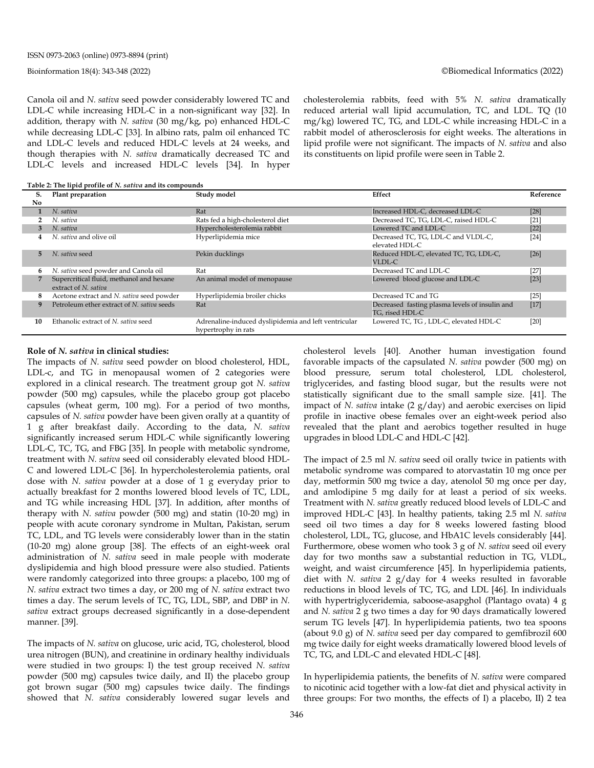Canola oil and *N. sativa* seed powder considerably lowered TC and LDL-C while increasing HDL-C in a non-significant way [32]. In addition, therapy with *N. sativa* (30 mg/kg, po) enhanced HDL-C while decreasing LDL-C [33]. In albino rats, palm oil enhanced TC and LDL-C levels and reduced HDL-C levels at 24 weeks, and though therapies with *N. sativa* dramatically decreased TC and LDL-C levels and increased HDL-C levels [34]. In hyper cholesterolemia rabbits, feed with 5% *N. sativa* dramatically reduced arterial wall lipid accumulation, TC, and LDL. TQ (10 mg/kg) lowered TC, TG, and LDL-C while increasing HDL-C in a rabbit model of atherosclerosis for eight weeks. The alterations in lipid profile were not significant. The impacts of *N. sativa* and also its constituents on lipid profile were seen in Table 2.

**Table 2: The lipid profile of *N. sativa* and its compounds**

| S. No | Plant preparation | Study model | Effect | Reference |
|---|---|---|---|---|
| 1 | *N. sativa* | Rat | Increased HDL-C, decreased LDL-C | [28] |
| 2 | *N. sativa* | Rats fed a high-cholesterol diet | Decreased TC, TG, LDL-C, raised HDL-C | [21] |
| 3 | *N. sativa* | Hypercholesterolemia rabbit | Lowered TC and LDL-C | [22] |
| 4 | *N. sativa* and olive oil | Hyperlipidemia mice | Decreased TC, TG, LDL-C and VLDL-C, elevated HDL-C | [24] |
| 5 | *N. sativa* seed | Pekin ducklings | Reduced HDL-C, elevated TC, TG, LDL-C, VLDL-C | [26] |
| 6 | *N. sativa* seed powder and Canola oil | Rat | Decreased TC and LDL-C | [27] |
| 7 | Supercritical fluid, methanol and hexane extract of *N. sativa* | An animal model of menopause | Lowered blood glucose and LDL-C | [23] |
| 8 | Acetone extract and *N. sativa* seed powder | Hyperlipidemia broiler chicks | Decreased TC and TG | [25] |
| 9 | Petroleum ether extract of *N. sativa* seeds | Rat | Decreased fasting plasma levels of insulin and TG, rised HDL-C | [17] |
| 10 | Ethanolic extract of *N. sativa* seed | Adrenaline-induced dyslipidemia and left ventricular hypertrophy in rats | Lowered TC, TG , LDL-C, elevated HDL-C | [20] |

**Role of *N. sativa* in clinical studies:**

The impacts of *N. sativa* seed powder on blood cholesterol, HDL, LDL-c, and TG in menopausal women of 2 categories were explored in a clinical research. The treatment group got *N. sativa* powder (500 mg) capsules, while the placebo group got placebo capsules (wheat germ, 100 mg). For a period of two months, capsules of *N. sativa* powder have been given orally at a quantity of 1 g after breakfast daily. According to the data, *N. sativa* significantly increased serum HDL-C while significantly lowering LDL-C, TC, TG, and FBG [35]. In people with metabolic syndrome, treatment with *N. sativa* seed oil considerably elevated blood HDL-C and lowered LDL-C [36]. In hypercholesterolemia patients, oral dose with *N. sativa* powder at a dose of 1 g everyday prior to actually breakfast for 2 months lowered blood levels of TC, LDL, and TG while increasing HDL [37]. In addition, after months of therapy with *N. sativa* powder (500 mg) and statin (10-20 mg) in people with acute coronary syndrome in Multan, Pakistan, serum TC, LDL, and TG levels were considerably lower than in the statin (10-20 mg) alone group [38]. The effects of an eight-week oral administration of *N. sativa* seed in male people with moderate dyslipidemia and high blood pressure were also studied. Patients were randomly categorized into three groups: a placebo, 100 mg of *N. sativa* extract two times a day, or 200 mg of *N. sativa* extract two times a day. The serum levels of TC, TG, LDL, SBP, and DBP in *N. sativa* extract groups decreased significantly in a dose-dependent manner. [39].

The impacts of *N. sativa* on glucose, uric acid, TG, cholesterol, blood urea nitrogen (BUN), and creatinine in ordinary healthy individuals were studied in two groups: I) the test group received *N. sativa* powder (500 mg) capsules twice daily, and II) the placebo group got brown sugar (500 mg) capsules twice daily. The findings showed that *N. sativa* considerably lowered sugar levels and cholesterol levels [40]. Another human investigation found favorable impacts of the capsulated *N. sativa* powder (500 mg) on blood pressure, serum total cholesterol, LDL cholesterol, triglycerides, and fasting blood sugar, but the results were not statistically significant due to the small sample size. [41]. The impact of *N. sativa* intake (2 g/day) and aerobic exercises on lipid profile in inactive obese females over an eight-week period also revealed that the plant and aerobics together resulted in huge upgrades in blood LDL-C and HDL-C [42].

The impact of 2.5 ml *N. sativa* seed oil orally twice in patients with metabolic syndrome was compared to atorvastatin 10 mg once per day, metformin 500 mg twice a day, atenolol 50 mg once per day, and amlodipine 5 mg daily for at least a period of six weeks. Treatment with *N. sativa* greatly reduced blood levels of LDL-C and improved HDL-C [43]. In healthy patients, taking 2.5 ml *N. sativa* seed oil two times a day for 8 weeks lowered fasting blood cholesterol, LDL, TG, glucose, and HbA1C levels considerably [44]. Furthermore, obese women who took 3 g of *N. sativa* seed oil every day for two months saw a substantial reduction in TG, VLDL, weight, and waist circumference [45]. In hyperlipidemia patients, diet with *N. sativa* 2 g/day for 4 weeks resulted in favorable reductions in blood levels of TC, TG, and LDL [46]. In individuals with hypertriglyceridemia, saboose-asapghol (Plantago ovata) 4 g and *N. sativa* 2 g two times a day for 90 days dramatically lowered serum TG levels [47]. In hyperlipidemia patients, two tea spoons (about 9.0 g) of *N. sativa* seed per day compared to gemfibrozil 600 mg twice daily for eight weeks dramatically lowered blood levels of TC, TG, and LDL-C and elevated HDL-C [48].

In hyperlipidemia patients, the benefits of *N. sativa* were compared to nicotinic acid together with a low-fat diet and physical activity in three groups: For two months, the effects of I) a placebo, II) 2 tea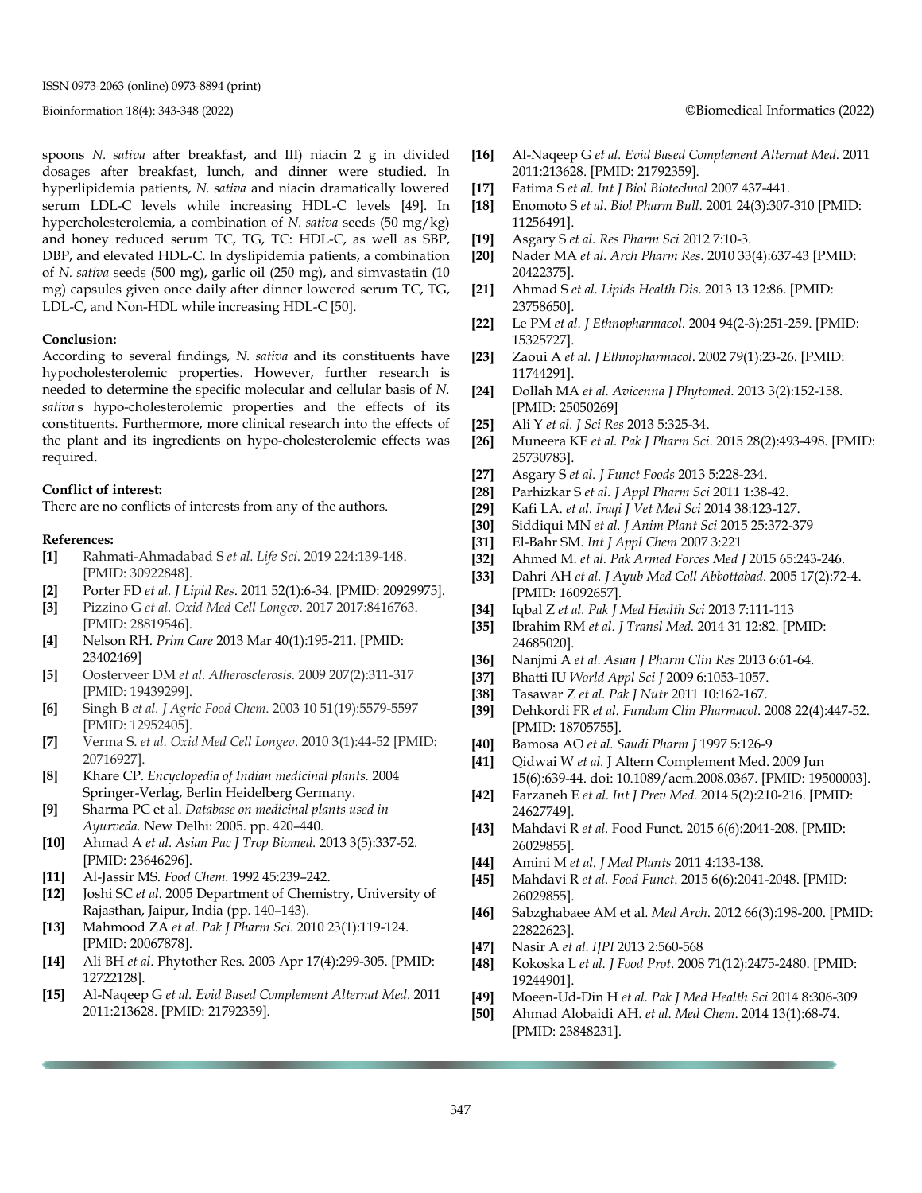spoons *N. sativa* after breakfast, and III) niacin 2 g in divided dosages after breakfast, lunch, and dinner were studied. In hyperlipidemia patients, *N. sativa* and niacin dramatically lowered serum LDL-C levels while increasing HDL-C levels [49]. In hypercholesterolemia, a combination of *N. sativa* seeds (50 mg/kg) and honey reduced serum TC, TG, TC: HDL-C, as well as SBP, DBP, and elevated HDL-C. In dyslipidemia patients, a combination of *N. sativa* seeds (500 mg), garlic oil (250 mg), and simvastatin (10 mg) capsules given once daily after dinner lowered serum TC, TG, LDL-C, and Non-HDL while increasing HDL-C [50].

**Conclusion:**

According to several findings, *N. sativa* and its constituents have hypocholesterolemic properties. However, further research is needed to determine the specific molecular and cellular basis of *N. sativa*'s hypo-cholesterolemic properties and the effects of its constituents. Furthermore, more clinical research into the effects of the plant and its ingredients on hypo-cholesterolemic effects was required.

**Conflict of interest:**

There are no conflicts of interests from any of the authors.

**References:**

- **[1]** Rahmati-Ahmadabad S *et al. Life Sci.* 2019 224:139-148. [PMID: 30922848].
- **[2]** Porter FD *et al. J Lipid Res*. 2011 52(1):6-34. [PMID: 20929975].
- **[3]** Pizzino G *et al. Oxid Med Cell Longev*. 2017 2017:8416763. [PMID: 28819546].
- **[4]** Nelson RH. *Prim Care* 2013 Mar 40(1):195-211. [PMID: 23402469]
- **[5]** Oosterveer DM *et al. Atherosclerosis.* 2009 207(2):311-317 [PMID: 19439299].
- **[6]** Singh B *et al. J Agric Food Chem*. 2003 10 51(19):5579-5597 [PMID: 12952405].
- **[7]** Verma S. *et al. Oxid Med Cell Longev*. 2010 3(1):44-52 [PMID: 20716927].
- **[8]** Khare CP. *Encyclopedia of Indian medicinal plants.* 2004 Springer-Verlag, Berlin Heidelberg Germany.
- **[9]** Sharma PC et al. *Database on medicinal plants used in Ayurveda.* New Delhi: 2005. pp. 420–440.
- **[10]** Ahmad A *et al*. *Asian Pac J Trop Biomed.* 2013 3(5):337-52. [PMID: 23646296].
- **[11]** Al-Jassir MS. *Food Chem.* 1992 45:239–242.
- **[12]** Joshi SC *et al.* 2005 Department of Chemistry, University of Rajasthan, Jaipur, India (pp. 140–143).
- **[13]** Mahmood ZA *et al. Pak J Pharm Sci*. 2010 23(1):119-124. [PMID: 20067878].
- **[14]** Ali BH *et al*. Phytother Res. 2003 Apr 17(4):299-305. [PMID: 12722128].
- **[15]** Al-Naqeep G *et al. Evid Based Complement Alternat Med*. 2011 2011:213628. [PMID: 21792359].
- **[16]** Al-Naqeep G *et al. Evid Based Complement Alternat Med*. 2011 2011:213628. [PMID: 21792359].
- **[17]** Fatima S *et al. Int J Biol Biotechnol* 2007 437-441.
- **[18]** Enomoto S *et al. Biol Pharm Bull*. 2001 24(3):307-310 [PMID: 11256491].
- **[19]** Asgary S *et al. Res Pharm Sci* 2012 7:10-3.
- **[20]** Nader MA *et al. Arch Pharm Res.* 2010 33(4):637-43 [PMID: 20422375].
- **[21]** Ahmad S *et al. Lipids Health Dis*. 2013 13 12:86. [PMID: 23758650].
- **[22]** Le PM *et al. J Ethnopharmacol.* 2004 94(2-3):251-259. [PMID: 15325727].
- **[23]** Zaoui A *et al. J Ethnopharmacol*. 2002 79(1):23-26. [PMID: 11744291].
- **[24]** Dollah MA *et al. Avicenna J Phytomed*. 2013 3(2):152-158. [PMID: 25050269]
- **[25]** Ali Y *et al. J Sci Res* 2013 5:325-34.
- **[26]** Muneera KE *et al. Pak J Pharm Sci*. 2015 28(2):493-498. [PMID: 25730783].
- **[27]** Asgary S *et al. J Funct Foods* 2013 5:228-234.
- **[28]** Parhizkar S *et al. J Appl Pharm Sci* 2011 1:38-42.
- **[29]** Kafi LA. *et al. Iraqi J Vet Med Sci* 2014 38:123-127.
- **[30]** Siddiqui MN *et al. J Anim Plant Sci* 2015 25:372-379
- **[31]** El-Bahr SM. *Int J Appl Chem* 2007 3:221
- **[32]** Ahmed M. *et al. Pak Armed Forces Med J* 2015 65:243-246.
- **[33]** Dahri AH *et al. J Ayub Med Coll Abbottabad*. 2005 17(2):72-4. [PMID: 16092657].
- **[34]** Iqbal Z *et al. Pak J Med Health Sci* 2013 7:111-113
- **[35]** Ibrahim RM *et al. J Transl Med*. 2014 31 12:82. [PMID: 24685020].
- **[36]** Nanjmi A *et al. Asian J Pharm Clin Res* 2013 6:61-64.
- **[37]** Bhatti IU *World Appl Sci J* 2009 6:1053-1057.
- **[38]** Tasawar Z *et al. Pak J Nutr* 2011 10:162-167.
- **[39]** Dehkordi FR *et al. Fundam Clin Pharmacol*. 2008 22(4):447-52. [PMID: 18705755].
- **[40]** Bamosa AO *et al. Saudi Pharm J* 1997 5:126-9
- **[41]** Qidwai W *et al.* J Altern Complement Med. 2009 Jun 15(6):639-44. doi: 10.1089/acm.2008.0367. [PMID: 19500003].
- **[42]** Farzaneh E *et al. Int J Prev Med.* 2014 5(2):210-216. [PMID: 24627749].
- **[43]** Mahdavi R *et al*. Food Funct. 2015 6(6):2041-208. [PMID: 26029855].
- **[44]** Amini M *et al. J Med Plants* 2011 4:133-138.
- **[45]** Mahdavi R *et al. Food Funct*. 2015 6(6):2041-2048. [PMID: 26029855].
- **[46]** Sabzghabaee AM et al. *Med Arch*. 2012 66(3):198-200. [PMID: 22822623].
- **[47]** Nasir A *et al. IJPI* 2013 2:560-568
- **[48]** Kokoska L *et al. J Food Prot*. 2008 71(12):2475-2480. [PMID: 19244901].
- **[49]** Moeen-Ud-Din H *et al. Pak J Med Health Sci* 2014 8:306-309
- **[50]** Ahmad Alobaidi AH. *et al. Med Chem*. 2014 13(1):68-74. [PMID: 23848231].